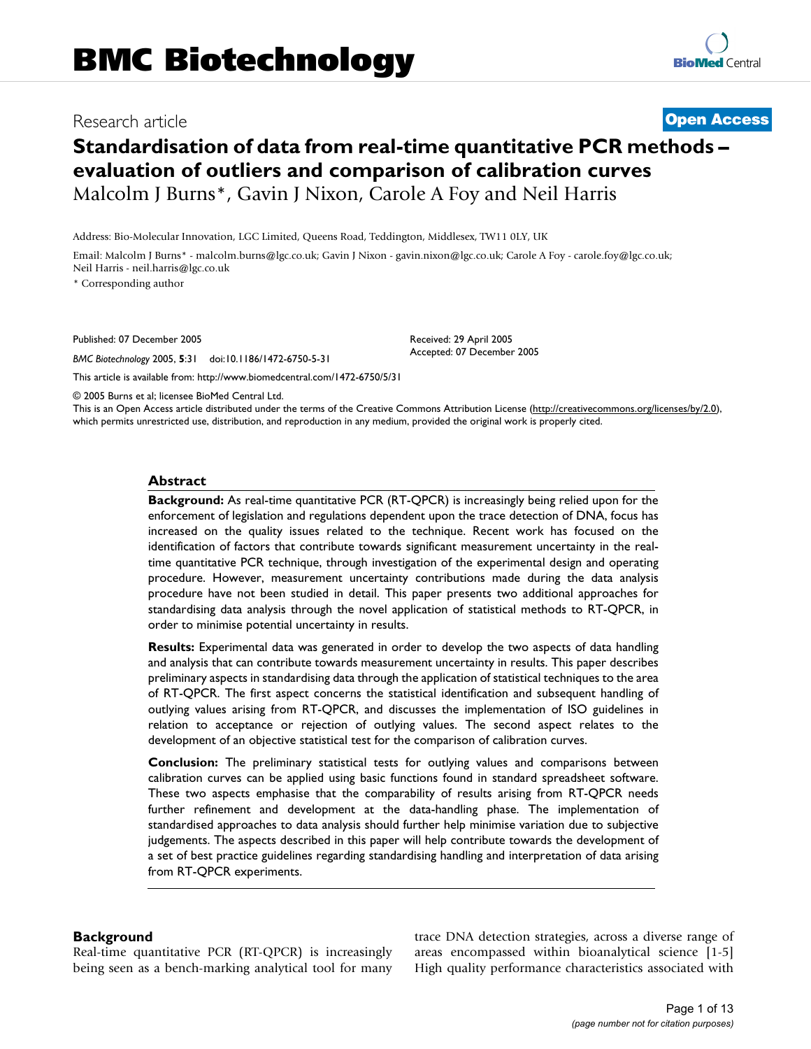# BMC Biotechnology

Research article

**Open Access**

# Standardisation of data from real-time quantitative PCR methods – evaluation of outliers and comparison of calibration curves

Malcolm J Burns*, Gavin J Nixon, Carole A Foy and Neil Harris

Address: Bio-Molecular Innovation, LGC Limited, Queens Road, Teddington, Middlesex, TW11 0LY, UK

Email: Malcolm J Burns* - malcolm.burns@lgc.co.uk; Gavin J Nixon - gavin.nixon@lgc.co.uk; Carole A Foy - carole.foy@lgc.co.uk; Neil Harris - neil.harris@lgc.co.uk

* Corresponding author

Published: 07 December 2005

*BMC Biotechnology* 2005, **5**:31 doi:10.1186/1472-6750-5-31

Received: 29 April 2005
Accepted: 07 December 2005

This article is available from: http://www.biomedcentral.com/1472-6750/5/31

© 2005 Burns et al; licensee BioMed Central Ltd.
This is an Open Access article distributed under the terms of the Creative Commons Attribution License (http://creativecommons.org/licenses/by/2.0), which permits unrestricted use, distribution, and reproduction in any medium, provided the original work is properly cited.

## Abstract

**Background:** As real-time quantitative PCR (RT-QPCR) is increasingly being relied upon for the enforcement of legislation and regulations dependent upon the trace detection of DNA, focus has increased on the quality issues related to the technique. Recent work has focused on the identification of factors that contribute towards significant measurement uncertainty in the real-time quantitative PCR technique, through investigation of the experimental design and operating procedure. However, measurement uncertainty contributions made during the data analysis procedure have not been studied in detail. This paper presents two additional approaches for standardising data analysis through the novel application of statistical methods to RT-QPCR, in order to minimise potential uncertainty in results.

**Results:** Experimental data was generated in order to develop the two aspects of data handling and analysis that can contribute towards measurement uncertainty in results. This paper describes preliminary aspects in standardising data through the application of statistical techniques to the area of RT-QPCR. The first aspect concerns the statistical identification and subsequent handling of outlying values arising from RT-QPCR, and discusses the implementation of ISO guidelines in relation to acceptance or rejection of outlying values. The second aspect relates to the development of an objective statistical test for the comparison of calibration curves.

**Conclusion:** The preliminary statistical tests for outlying values and comparisons between calibration curves can be applied using basic functions found in standard spreadsheet software. These two aspects emphasise that the comparability of results arising from RT-QPCR needs further refinement and development at the data-handling phase. The implementation of standardised approaches to data analysis should further help minimise variation due to subjective judgements. The aspects described in this paper will help contribute towards the development of a set of best practice guidelines regarding standardising handling and interpretation of data arising from RT-QPCR experiments.

## Background

Real-time quantitative PCR (RT-QPCR) is increasingly being seen as a bench-marking analytical tool for many trace DNA detection strategies, across a diverse range of areas encompassed within bioanalytical science [1-5] High quality performance characteristics associated with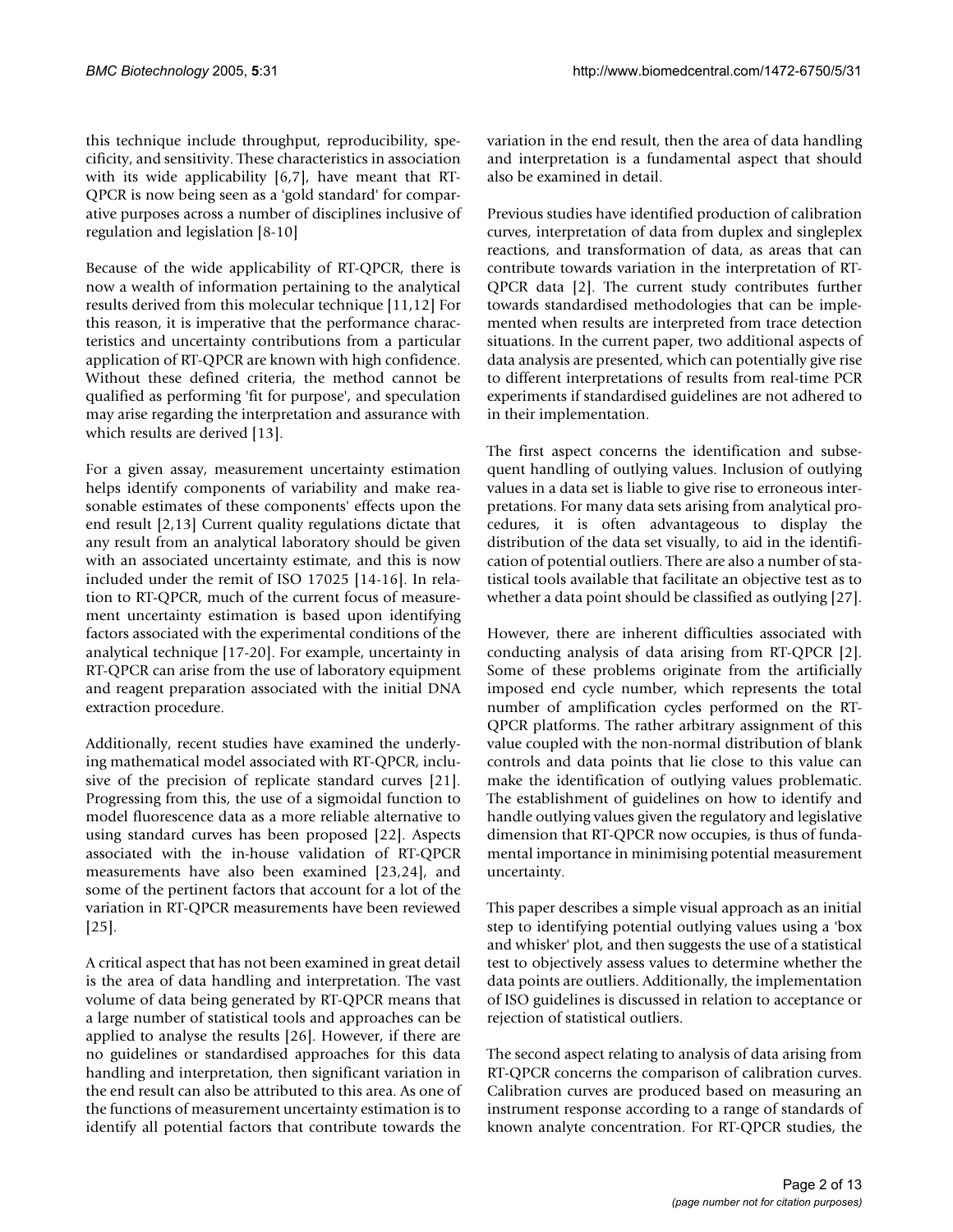this technique include throughput, reproducibility, specificity, and sensitivity. These characteristics in association with its wide applicability [6,7], have meant that RT-QPCR is now being seen as a 'gold standard' for comparative purposes across a number of disciplines inclusive of regulation and legislation [8-10]

Because of the wide applicability of RT-QPCR, there is now a wealth of information pertaining to the analytical results derived from this molecular technique [11,12] For this reason, it is imperative that the performance characteristics and uncertainty contributions from a particular application of RT-QPCR are known with high confidence. Without these defined criteria, the method cannot be qualified as performing 'fit for purpose', and speculation may arise regarding the interpretation and assurance with which results are derived [13].

For a given assay, measurement uncertainty estimation helps identify components of variability and make reasonable estimates of these components' effects upon the end result [2,13] Current quality regulations dictate that any result from an analytical laboratory should be given with an associated uncertainty estimate, and this is now included under the remit of ISO 17025 [14-16]. In relation to RT-QPCR, much of the current focus of measurement uncertainty estimation is based upon identifying factors associated with the experimental conditions of the analytical technique [17-20]. For example, uncertainty in RT-QPCR can arise from the use of laboratory equipment and reagent preparation associated with the initial DNA extraction procedure.

Additionally, recent studies have examined the underlying mathematical model associated with RT-QPCR, inclusive of the precision of replicate standard curves [21]. Progressing from this, the use of a sigmoidal function to model fluorescence data as a more reliable alternative to using standard curves has been proposed [22]. Aspects associated with the in-house validation of RT-QPCR measurements have also been examined [23,24], and some of the pertinent factors that account for a lot of the variation in RT-QPCR measurements have been reviewed [25].

A critical aspect that has not been examined in great detail is the area of data handling and interpretation. The vast volume of data being generated by RT-QPCR means that a large number of statistical tools and approaches can be applied to analyse the results [26]. However, if there are no guidelines or standardised approaches for this data handling and interpretation, then significant variation in the end result can also be attributed to this area. As one of the functions of measurement uncertainty estimation is to identify all potential factors that contribute towards the variation in the end result, then the area of data handling and interpretation is a fundamental aspect that should also be examined in detail.

Previous studies have identified production of calibration curves, interpretation of data from duplex and singleplex reactions, and transformation of data, as areas that can contribute towards variation in the interpretation of RT-QPCR data [2]. The current study contributes further towards standardised methodologies that can be implemented when results are interpreted from trace detection situations. In the current paper, two additional aspects of data analysis are presented, which can potentially give rise to different interpretations of results from real-time PCR experiments if standardised guidelines are not adhered to in their implementation.

The first aspect concerns the identification and subsequent handling of outlying values. Inclusion of outlying values in a data set is liable to give rise to erroneous interpretations. For many data sets arising from analytical procedures, it is often advantageous to display the distribution of the data set visually, to aid in the identification of potential outliers. There are also a number of statistical tools available that facilitate an objective test as to whether a data point should be classified as outlying [27].

However, there are inherent difficulties associated with conducting analysis of data arising from RT-QPCR [2]. Some of these problems originate from the artificially imposed end cycle number, which represents the total number of amplification cycles performed on the RT-QPCR platforms. The rather arbitrary assignment of this value coupled with the non-normal distribution of blank controls and data points that lie close to this value can make the identification of outlying values problematic. The establishment of guidelines on how to identify and handle outlying values given the regulatory and legislative dimension that RT-QPCR now occupies, is thus of fundamental importance in minimising potential measurement uncertainty.

This paper describes a simple visual approach as an initial step to identifying potential outlying values using a 'box and whisker' plot, and then suggests the use of a statistical test to objectively assess values to determine whether the data points are outliers. Additionally, the implementation of ISO guidelines is discussed in relation to acceptance or rejection of statistical outliers.

The second aspect relating to analysis of data arising from RT-QPCR concerns the comparison of calibration curves. Calibration curves are produced based on measuring an instrument response according to a range of standards of known analyte concentration. For RT-QPCR studies, the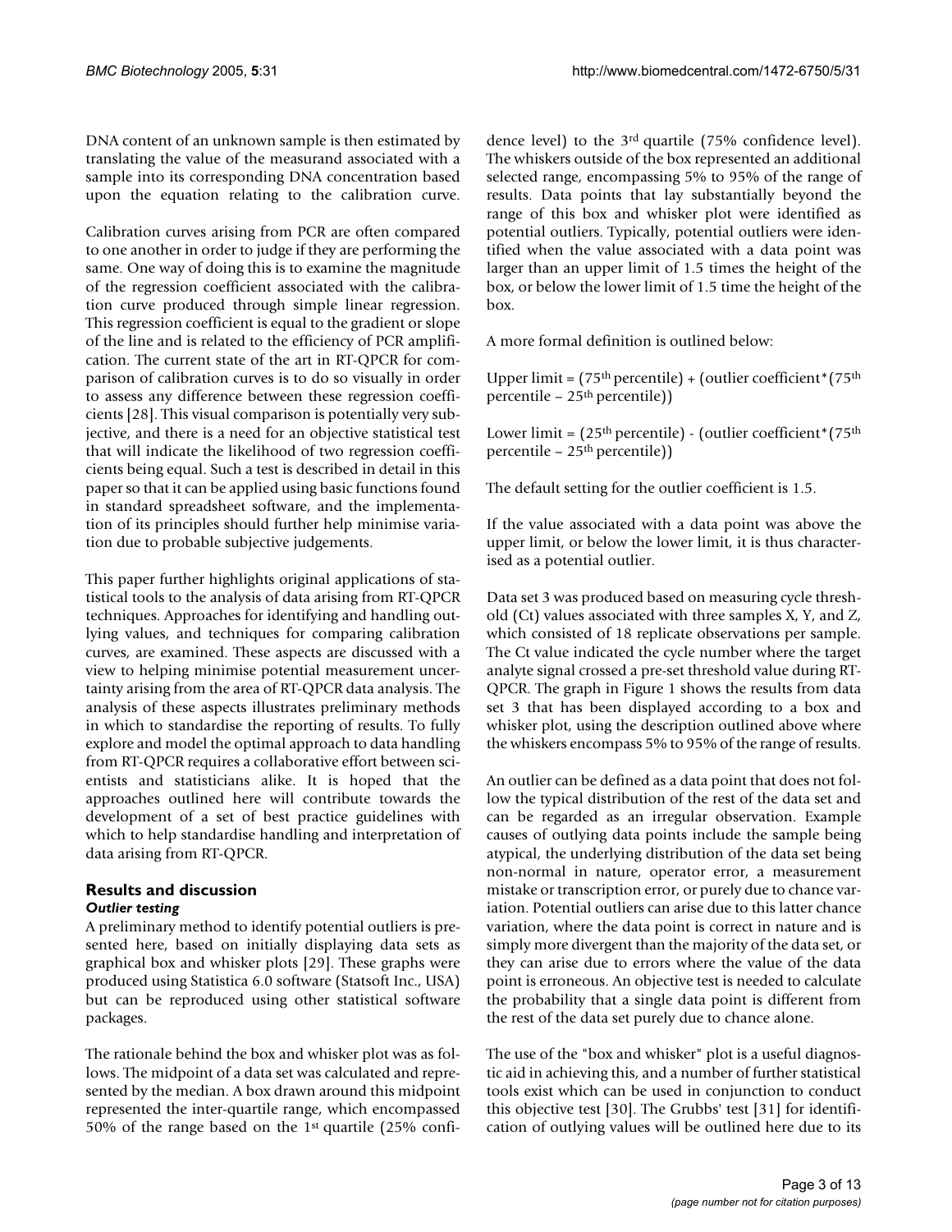DNA content of an unknown sample is then estimated by translating the value of the measurand associated with a sample into its corresponding DNA concentration based upon the equation relating to the calibration curve.

Calibration curves arising from PCR are often compared to one another in order to judge if they are performing the same. One way of doing this is to examine the magnitude of the regression coefficient associated with the calibration curve produced through simple linear regression. This regression coefficient is equal to the gradient or slope of the line and is related to the efficiency of PCR amplification. The current state of the art in RT-QPCR for comparison of calibration curves is to do so visually in order to assess any difference between these regression coefficients [28]. This visual comparison is potentially very subjective, and there is a need for an objective statistical test that will indicate the likelihood of two regression coefficients being equal. Such a test is described in detail in this paper so that it can be applied using basic functions found in standard spreadsheet software, and the implementation of its principles should further help minimise variation due to probable subjective judgements.

This paper further highlights original applications of statistical tools to the analysis of data arising from RT-QPCR techniques. Approaches for identifying and handling outlying values, and techniques for comparing calibration curves, are examined. These aspects are discussed with a view to helping minimise potential measurement uncertainty arising from the area of RT-QPCR data analysis. The analysis of these aspects illustrates preliminary methods in which to standardise the reporting of results. To fully explore and model the optimal approach to data handling from RT-QPCR requires a collaborative effort between scientists and statisticians alike. It is hoped that the approaches outlined here will contribute towards the development of a set of best practice guidelines with which to help standardise handling and interpretation of data arising from RT-QPCR.

## Results and discussion

### *Outlier testing*

A preliminary method to identify potential outliers is presented here, based on initially displaying data sets as graphical box and whisker plots [29]. These graphs were produced using Statistica 6.0 software (Statsoft Inc., USA) but can be reproduced using other statistical software packages.

The rationale behind the box and whisker plot was as follows. The midpoint of a data set was calculated and represented by the median. A box drawn around this midpoint represented the inter-quartile range, which encompassed 50% of the range based on the 1st quartile (25% confidence level) to the 3rd quartile (75% confidence level). The whiskers outside of the box represented an additional selected range, encompassing 5% to 95% of the range of results. Data points that lay substantially beyond the range of this box and whisker plot were identified as potential outliers. Typically, potential outliers were identified when the value associated with a data point was larger than an upper limit of 1.5 times the height of the box, or below the lower limit of 1.5 time the height of the box.

A more formal definition is outlined below:

Upper limit = (75th percentile) + (outlier coefficient*(75th percentile – 25th percentile))

Lower limit = (25th percentile) - (outlier coefficient*(75th percentile – 25th percentile))

The default setting for the outlier coefficient is 1.5.

If the value associated with a data point was above the upper limit, or below the lower limit, it is thus characterised as a potential outlier.

Data set 3 was produced based on measuring cycle threshold (Ct) values associated with three samples X, Y, and Z, which consisted of 18 replicate observations per sample. The Ct value indicated the cycle number where the target analyte signal crossed a pre-set threshold value during RT-QPCR. The graph in Figure 1 shows the results from data set 3 that has been displayed according to a box and whisker plot, using the description outlined above where the whiskers encompass 5% to 95% of the range of results.

An outlier can be defined as a data point that does not follow the typical distribution of the rest of the data set and can be regarded as an irregular observation. Example causes of outlying data points include the sample being atypical, the underlying distribution of the data set being non-normal in nature, operator error, a measurement mistake or transcription error, or purely due to chance variation. Potential outliers can arise due to this latter chance variation, where the data point is correct in nature and is simply more divergent than the majority of the data set, or they can arise due to errors where the value of the data point is erroneous. An objective test is needed to calculate the probability that a single data point is different from the rest of the data set purely due to chance alone.

The use of the "box and whisker" plot is a useful diagnostic aid in achieving this, and a number of further statistical tools exist which can be used in conjunction to conduct this objective test [30]. The Grubbs' test [31] for identification of outlying values will be outlined here due to its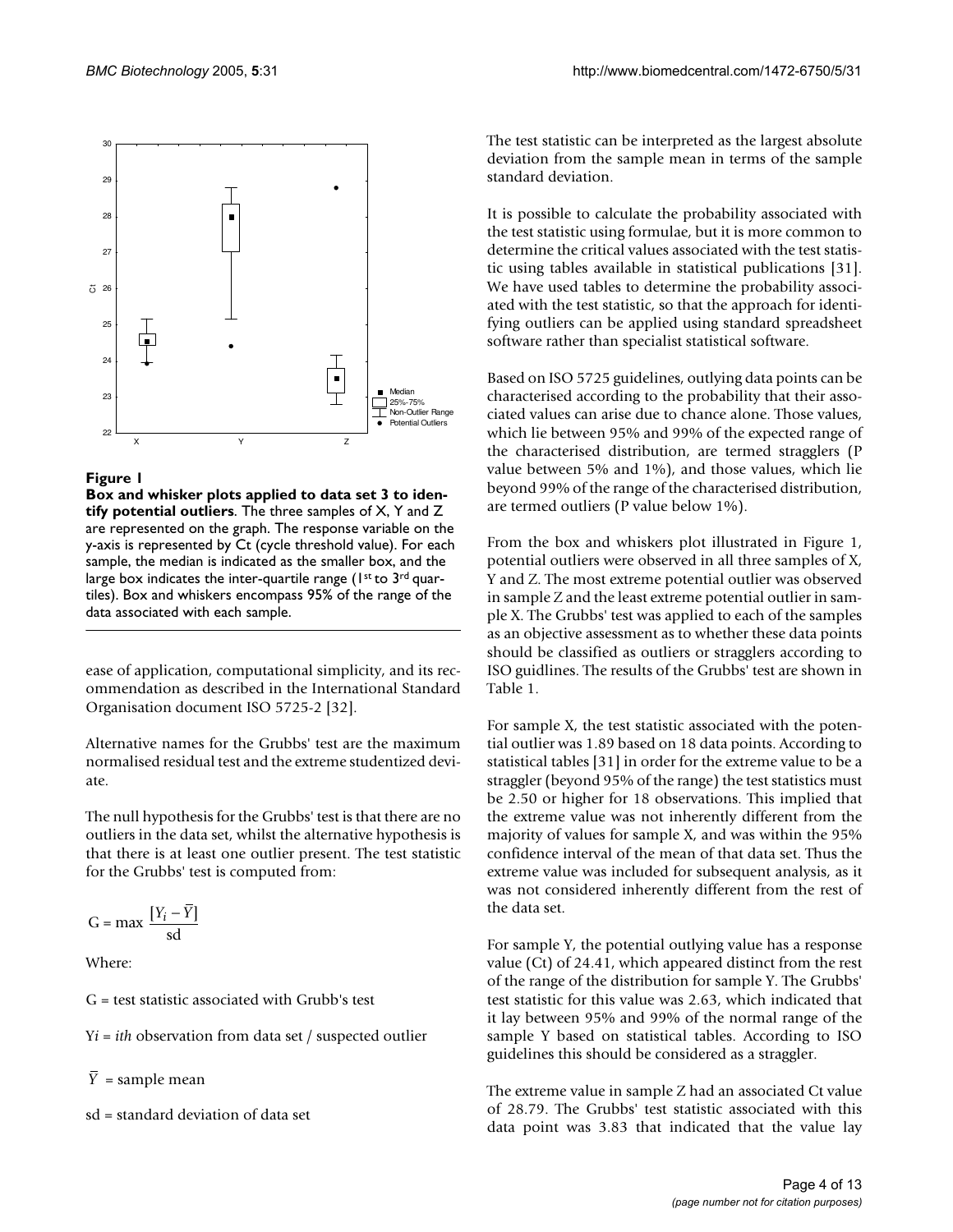**Figure 1**

**Box and whisker plots applied to data set 3 to identify potential outliers**. The three samples of X, Y and Z are represented on the graph. The response variable on the y-axis is represented by Ct (cycle threshold value). For each sample, the median is indicated as the smaller box, and the large box indicates the inter-quartile range (1st to 3rd quartiles). Box and whiskers encompass 95% of the range of the data associated with each sample.

ease of application, computational simplicity, and its recommendation as described in the International Standard Organisation document ISO 5725-2 [32].

Alternative names for the Grubbs' test are the maximum normalised residual test and the extreme studentized deviate.

The null hypothesis for the Grubbs' test is that there are no outliers in the data set, whilst the alternative hypothesis is that there is at least one outlier present. The test statistic for the Grubbs' test is computed from:

$$G = \max \frac{[Y_i - \bar{Y}]}{\text{sd}}$$

Where:

G = test statistic associated with Grubb's test

$Y_i$ = *ith* observation from data set / suspected outlier

$\bar{Y}$ = sample mean

sd = standard deviation of data set

The test statistic can be interpreted as the largest absolute deviation from the sample mean in terms of the sample standard deviation.

It is possible to calculate the probability associated with the test statistic using formulae, but it is more common to determine the critical values associated with the test statistic using tables available in statistical publications [31]. We have used tables to determine the probability associated with the test statistic, so that the approach for identifying outliers can be applied using standard spreadsheet software rather than specialist statistical software.

Based on ISO 5725 guidelines, outlying data points can be characterised according to the probability that their associated values can arise due to chance alone. Those values, which lie between 95% and 99% of the expected range of the characterised distribution, are termed stragglers (P value between 5% and 1%), and those values, which lie beyond 99% of the range of the characterised distribution, are termed outliers (P value below 1%).

From the box and whiskers plot illustrated in Figure 1, potential outliers were observed in all three samples of X, Y and Z. The most extreme potential outlier was observed in sample Z and the least extreme potential outlier in sample X. The Grubbs' test was applied to each of the samples as an objective assessment as to whether these data points should be classified as outliers or stragglers according to ISO guidlines. The results of the Grubbs' test are shown in Table 1.

For sample X, the test statistic associated with the potential outlier was 1.89 based on 18 data points. According to statistical tables [31] in order for the extreme value to be a straggler (beyond 95% of the range) the test statistics must be 2.50 or higher for 18 observations. This implied that the extreme value was not inherently different from the majority of values for sample X, and was within the 95% confidence interval of the mean of that data set. Thus the extreme value was included for subsequent analysis, as it was not considered inherently different from the rest of the data set.

For sample Y, the potential outlying value has a response value (Ct) of 24.41, which appeared distinct from the rest of the range of the distribution for sample Y. The Grubbs' test statistic for this value was 2.63, which indicated that it lay between 95% and 99% of the normal range of the sample Y based on statistical tables. According to ISO guidelines this should be considered as a straggler.

The extreme value in sample Z had an associated Ct value of 28.79. The Grubbs' test statistic associated with this data point was 3.83 that indicated that the value lay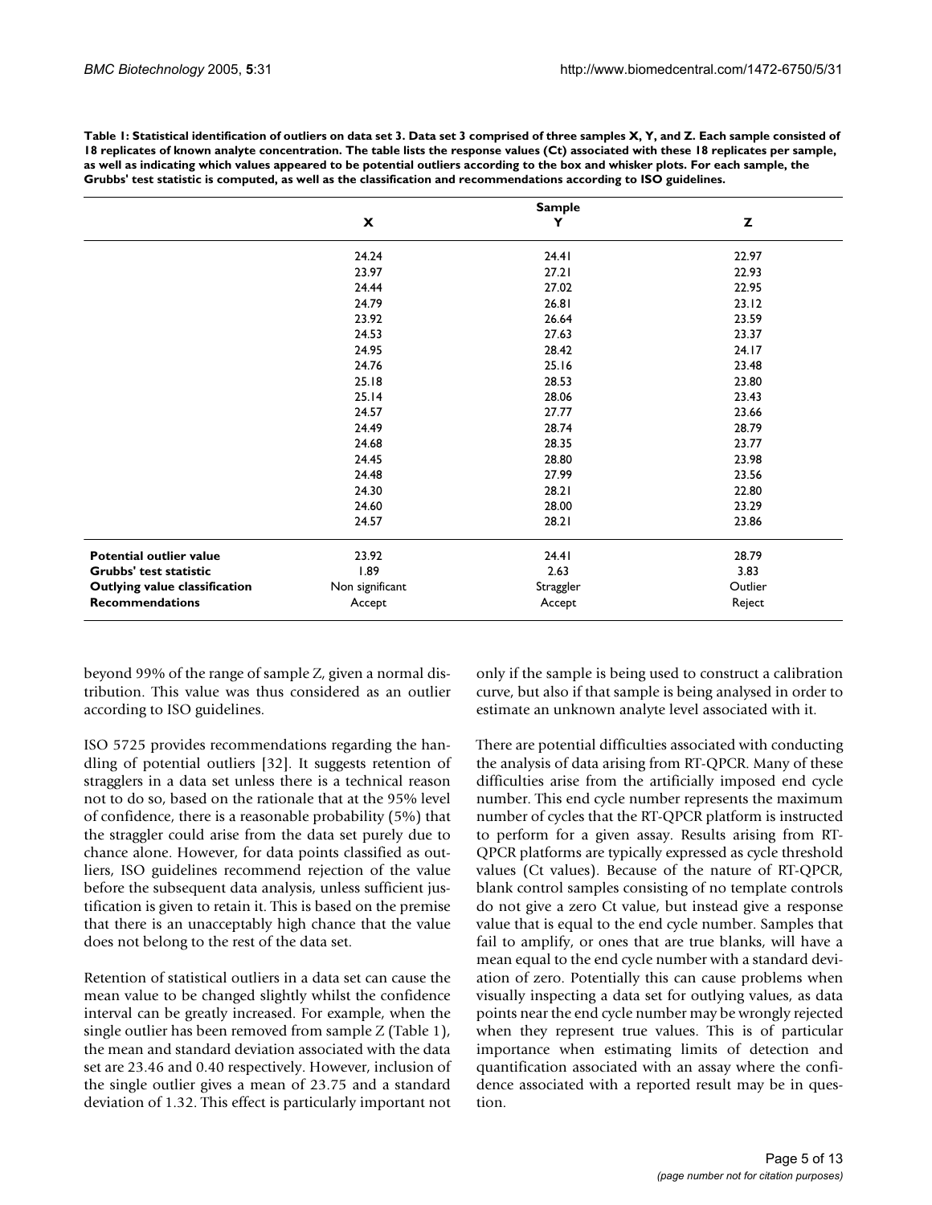**Table 1: Statistical identification of outliers on data set 3. Data set 3 comprised of three samples X, Y, and Z. Each sample consisted of 18 replicates of known analyte concentration. The table lists the response values (Ct) associated with these 18 replicates per sample, as well as indicating which values appeared to be potential outliers according to the box and whisker plots. For each sample, the Grubbs' test statistic is computed, as well as the classification and recommendations according to ISO guidelines.**

| | Sample | | |
|---|---|---|---|
| | **X** | **Y** | **Z** |
| | 24.24 | 24.41 | 22.97 |
| | 23.97 | 27.21 | 22.93 |
| | 24.44 | 27.02 | 22.95 |
| | 24.79 | 26.81 | 23.12 |
| | 23.92 | 26.64 | 23.59 |
| | 24.53 | 27.63 | 23.37 |
| | 24.95 | 28.42 | 24.17 |
| | 24.76 | 25.16 | 23.48 |
| | 25.18 | 28.53 | 23.80 |
| | 25.14 | 28.06 | 23.43 |
| | 24.57 | 27.77 | 23.66 |
| | 24.49 | 28.74 | 28.79 |
| | 24.68 | 28.35 | 23.77 |
| | 24.45 | 28.80 | 23.98 |
| | 24.48 | 27.99 | 23.56 |
| | 24.30 | 28.21 | 22.80 |
| | 24.60 | 28.00 | 23.29 |
| | 24.57 | 28.21 | 23.86 |
| **Potential outlier value** | 23.92 | 24.41 | 28.79 |
| **Grubbs' test statistic** | 1.89 | 2.63 | 3.83 |
| **Outlying value classification** | Non significant | Straggler | Outlier |
| **Recommendations** | Accept | Accept | Reject |

beyond 99% of the range of sample Z, given a normal distribution. This value was thus considered as an outlier according to ISO guidelines.

ISO 5725 provides recommendations regarding the handling of potential outliers [32]. It suggests retention of stragglers in a data set unless there is a technical reason not to do so, based on the rationale that at the 95% level of confidence, there is a reasonable probability (5%) that the straggler could arise from the data set purely due to chance alone. However, for data points classified as outliers, ISO guidelines recommend rejection of the value before the subsequent data analysis, unless sufficient justification is given to retain it. This is based on the premise that there is an unacceptably high chance that the value does not belong to the rest of the data set.

Retention of statistical outliers in a data set can cause the mean value to be changed slightly whilst the confidence interval can be greatly increased. For example, when the single outlier has been removed from sample Z (Table 1), the mean and standard deviation associated with the data set are 23.46 and 0.40 respectively. However, inclusion of the single outlier gives a mean of 23.75 and a standard deviation of 1.32. This effect is particularly important not only if the sample is being used to construct a calibration curve, but also if that sample is being analysed in order to estimate an unknown analyte level associated with it.

There are potential difficulties associated with conducting the analysis of data arising from RT-QPCR. Many of these difficulties arise from the artificially imposed end cycle number. This end cycle number represents the maximum number of cycles that the RT-QPCR platform is instructed to perform for a given assay. Results arising from RT-QPCR platforms are typically expressed as cycle threshold values (Ct values). Because of the nature of RT-QPCR, blank control samples consisting of no template controls do not give a zero Ct value, but instead give a response value that is equal to the end cycle number. Samples that fail to amplify, or ones that are true blanks, will have a mean equal to the end cycle number with a standard deviation of zero. Potentially this can cause problems when visually inspecting a data set for outlying values, as data points near the end cycle number may be wrongly rejected when they represent true values. This is of particular importance when estimating limits of detection and quantification associated with an assay where the confidence associated with a reported result may be in question.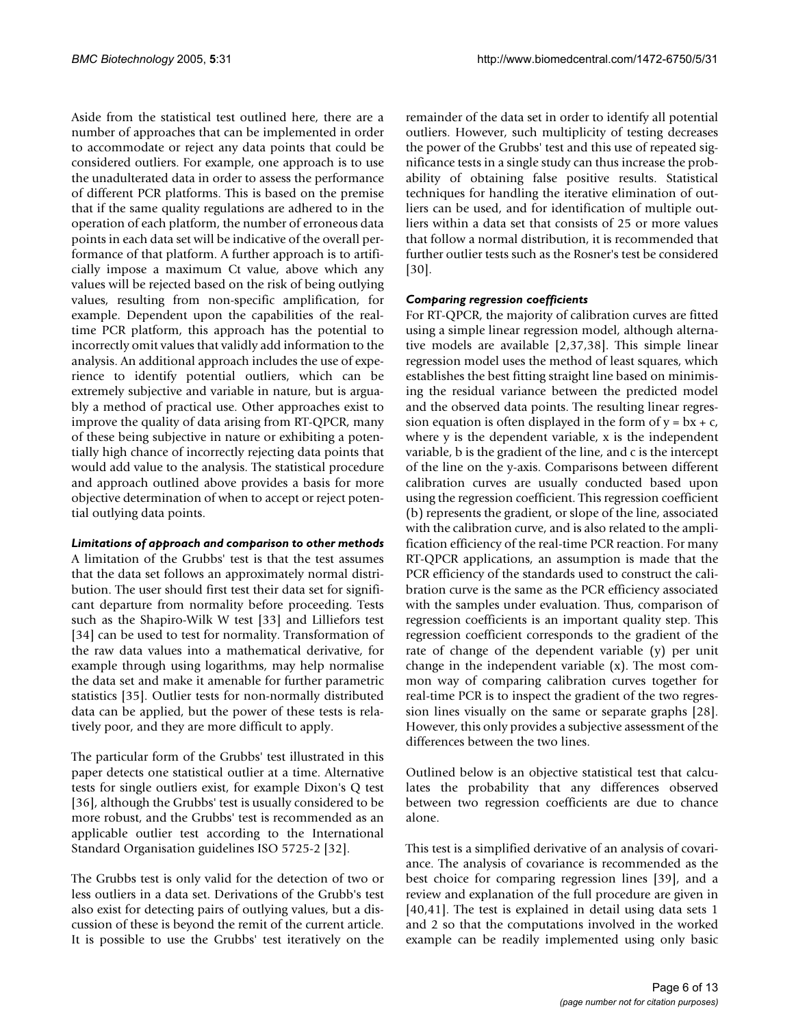Aside from the statistical test outlined here, there are a number of approaches that can be implemented in order to accommodate or reject any data points that could be considered outliers. For example, one approach is to use the unadulterated data in order to assess the performance of different PCR platforms. This is based on the premise that if the same quality regulations are adhered to in the operation of each platform, the number of erroneous data points in each data set will be indicative of the overall performance of that platform. A further approach is to artificially impose a maximum Ct value, above which any values will be rejected based on the risk of being outlying values, resulting from non-specific amplification, for example. Dependent upon the capabilities of the real-time PCR platform, this approach has the potential to incorrectly omit values that validly add information to the analysis. An additional approach includes the use of experience to identify potential outliers, which can be extremely subjective and variable in nature, but is arguably a method of practical use. Other approaches exist to improve the quality of data arising from RT-QPCR, many of these being subjective in nature or exhibiting a potentially high chance of incorrectly rejecting data points that would add value to the analysis. The statistical procedure and approach outlined above provides a basis for more objective determination of when to accept or reject potential outlying data points.

### *Limitations of approach and comparison to other methods*

A limitation of the Grubbs' test is that the test assumes that the data set follows an approximately normal distribution. The user should first test their data set for significant departure from normality before proceeding. Tests such as the Shapiro-Wilk W test [33] and Lilliefors test [34] can be used to test for normality. Transformation of the raw data values into a mathematical derivative, for example through using logarithms, may help normalise the data set and make it amenable for further parametric statistics [35]. Outlier tests for non-normally distributed data can be applied, but the power of these tests is relatively poor, and they are more difficult to apply.

The particular form of the Grubbs' test illustrated in this paper detects one statistical outlier at a time. Alternative tests for single outliers exist, for example Dixon's Q test [36], although the Grubbs' test is usually considered to be more robust, and the Grubbs' test is recommended as an applicable outlier test according to the International Standard Organisation guidelines ISO 5725-2 [32].

The Grubbs test is only valid for the detection of two or less outliers in a data set. Derivations of the Grubb's test also exist for detecting pairs of outlying values, but a discussion of these is beyond the remit of the current article. It is possible to use the Grubbs' test iteratively on the remainder of the data set in order to identify all potential outliers. However, such multiplicity of testing decreases the power of the Grubbs' test and this use of repeated significance tests in a single study can thus increase the probability of obtaining false positive results. Statistical techniques for handling the iterative elimination of outliers can be used, and for identification of multiple outliers within a data set that consists of 25 or more values that follow a normal distribution, it is recommended that further outlier tests such as the Rosner's test be considered [30].

### *Comparing regression coefficients*

For RT-QPCR, the majority of calibration curves are fitted using a simple linear regression model, although alternative models are available [2,37,38]. This simple linear regression model uses the method of least squares, which establishes the best fitting straight line based on minimising the residual variance between the predicted model and the observed data points. The resulting linear regression equation is often displayed in the form of $y = bx + c$, where y is the dependent variable, x is the independent variable, b is the gradient of the line, and c is the intercept of the line on the y-axis. Comparisons between different calibration curves are usually conducted based upon using the regression coefficient. This regression coefficient (b) represents the gradient, or slope of the line, associated with the calibration curve, and is also related to the amplification efficiency of the real-time PCR reaction. For many RT-QPCR applications, an assumption is made that the PCR efficiency of the standards used to construct the calibration curve is the same as the PCR efficiency associated with the samples under evaluation. Thus, comparison of regression coefficients is an important quality step. This regression coefficient corresponds to the gradient of the rate of change of the dependent variable (y) per unit change in the independent variable (x). The most common way of comparing calibration curves together for real-time PCR is to inspect the gradient of the two regression lines visually on the same or separate graphs [28]. However, this only provides a subjective assessment of the differences between the two lines.

Outlined below is an objective statistical test that calculates the probability that any differences observed between two regression coefficients are due to chance alone.

This test is a simplified derivative of an analysis of covariance. The analysis of covariance is recommended as the best choice for comparing regression lines [39], and a review and explanation of the full procedure are given in [40,41]. The test is explained in detail using data sets 1 and 2 so that the computations involved in the worked example can be readily implemented using only basic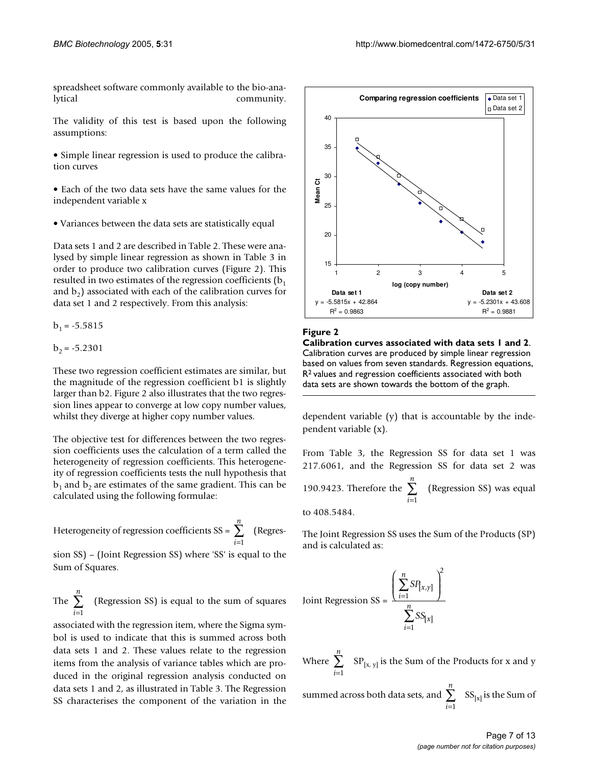spreadsheet software commonly available to the bio-analytical community.

The validity of this test is based upon the following assumptions:

- Simple linear regression is used to produce the calibration curves
- Each of the two data sets have the same values for the independent variable x
- Variances between the data sets are statistically equal

Data sets 1 and 2 are described in Table 2. These were analysed by simple linear regression as shown in Table 3 in order to produce two calibration curves (Figure 2). This resulted in two estimates of the regression coefficients ($b_1$ and $b_2$) associated with each of the calibration curves for data set 1 and 2 respectively. From this analysis:

$b_1 = -5.5815$

$b_2 = -5.2301$

These two regression coefficient estimates are similar, but the magnitude of the regression coefficient b1 is slightly larger than b2. Figure 2 also illustrates that the two regression lines appear to converge at low copy number values, whilst they diverge at higher copy number values.

The objective test for differences between the two regression coefficients uses the calculation of a term called the heterogeneity of regression coefficients. This heterogeneity of regression coefficients tests the null hypothesis that $b_1$ and $b_2$ are estimates of the same gradient. This can be calculated using the following formulae:

Heterogeneity of regression coefficients SS = $\sum_{i=1}^{n}$ (Regression SS) – (Joint Regression SS) where 'SS' is equal to the Sum of Squares.

The $\sum_{i=1}^{n}$ (Regression SS) is equal to the sum of squares associated with the regression item, where the Sigma symbol is used to indicate that this is summed across both data sets 1 and 2. These values relate to the regression items from the analysis of variance tables which are produced in the original regression analysis conducted on data sets 1 and 2, as illustrated in Table 3. The Regression SS characterises the component of the variation in the dependent variable (y) that is accountable by the independent variable (x).

Comparing regression coefficients

Data set 1: $y = -5.5815x + 42.864$, $R^2 = 0.9863$

Data set 2: $y = -5.2301x + 43.608$, $R^2 = 0.9881$

**Figure 2**

**Calibration curves associated with data sets 1 and 2**. Calibration curves are produced by simple linear regression based on values from seven standards. Regression equations, $R^2$ values and regression coefficients associated with both data sets are shown towards the bottom of the graph.

From Table 3, the Regression SS for data set 1 was 217.6061, and the Regression SS for data set 2 was 190.9423. Therefore the $\sum_{i=1}^{n}$ (Regression SS) was equal to 408.5484.

The Joint Regression SS uses the Sum of the Products (SP) and is calculated as:

$$\text{Joint Regression SS} = \frac{\left(\sum_{i=1}^{n} SP_{[x,y]}\right)^2}{\sum_{i=1}^{n} SS_{[x]}}$$

Where $\sum_{i=1}^{n} SP_{[x,y]}$ is the Sum of the Products for x and y summed across both data sets, and $\sum_{i=1}^{n} SS_{[x]}$ is the Sum of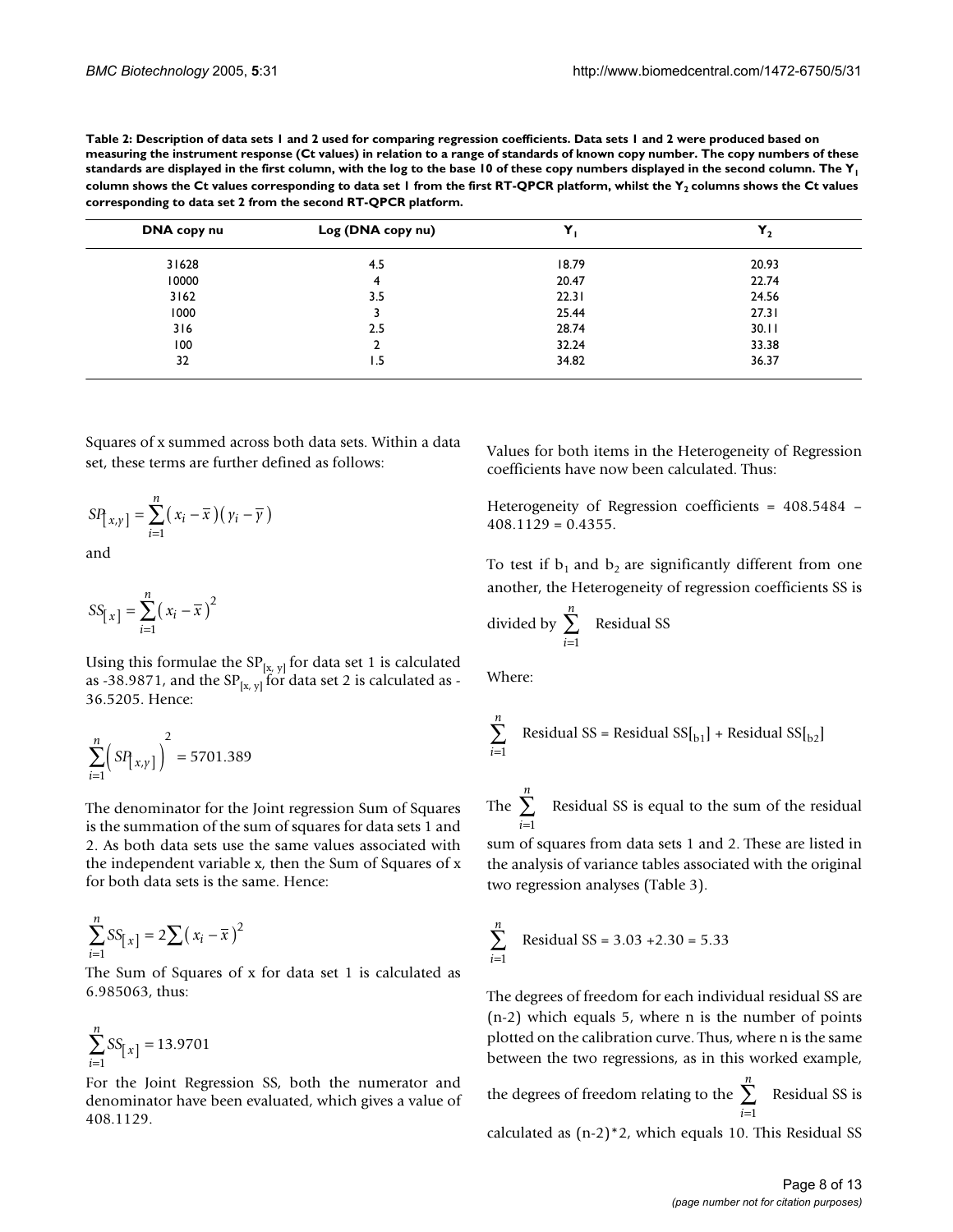**Table 2: Description of data sets 1 and 2 used for comparing regression coefficients. Data sets 1 and 2 were produced based on measuring the instrument response (Ct values) in relation to a range of standards of known copy number. The copy numbers of these standards are displayed in the first column, with the log to the base 10 of these copy numbers displayed in the second column. The $Y_1$ column shows the Ct values corresponding to data set 1 from the first RT-QPCR platform, whilst the $Y_2$ columns shows the Ct values corresponding to data set 2 from the second RT-QPCR platform.**

| DNA copy nu | Log (DNA copy nu) | $Y_1$ | $Y_2$ |
|---|---|---|---|
| 31628 | 4.5 | 18.79 | 20.93 |
| 10000 | 4 | 20.47 | 22.74 |
| 3162 | 3.5 | 22.31 | 24.56 |
| 1000 | 3 | 25.44 | 27.31 |
| 316 | 2.5 | 28.74 | 30.11 |
| 100 | 2 | 32.24 | 33.38 |
| 32 | 1.5 | 34.82 | 36.37 |

Squares of x summed across both data sets. Within a data set, these terms are further defined as follows:

$$SP_{[x,y]} = \sum_{i=1}^{n} \left( x_i - \bar{x} \right) \left( y_i - \bar{y} \right)$$

and

$$SS_{[x]} = \sum_{i=1}^{n} \left( x_i - \bar{x} \right)^2$$

Using this formulae the $SP_{[x, y]}$ for data set 1 is calculated as -38.9871, and the $SP_{[x, y]}$ for data set 2 is calculated as -36.5205. Hence:

$$\sum_{i=1}^{n} \left( SP_{[x,y]} \right)^2 = 5701.389$$

The denominator for the Joint regression Sum of Squares is the summation of the sum of squares for data sets 1 and 2. As both data sets use the same values associated with the independent variable x, then the Sum of Squares of x for both data sets is the same. Hence:

$$\sum_{i=1}^{n} SS_{[x]} = 2 \sum \left( x_i - \bar{x} \right)^2$$

The Sum of Squares of x for data set 1 is calculated as 6.985063, thus:

$$\sum_{i=1}^{n} SS_{[x]} = 13.9701$$

For the Joint Regression SS, both the numerator and denominator have been evaluated, which gives a value of 408.1129.

Values for both items in the Heterogeneity of Regression coefficients have now been calculated. Thus:

Heterogeneity of Regression coefficients = 408.5484 – 408.1129 = 0.4355.

To test if $b_1$ and $b_2$ are significantly different from one another, the Heterogeneity of regression coefficients SS is divided by $\sum_{i=1}^{n}$ Residual SS

Where:

$$\sum_{i=1}^{n} \text{Residual SS} = \text{Residual SS}[_{b1}] + \text{Residual SS}[_{b2}]$$

The $\sum_{i=1}^{n}$ Residual SS is equal to the sum of the residual sum of squares from data sets 1 and 2. These are listed in the analysis of variance tables associated with the original two regression analyses (Table 3).

$$\sum_{i=1}^{n} \text{Residual SS} = 3.03 + 2.30 = 5.33$$

The degrees of freedom for each individual residual SS are (n-2) which equals 5, where n is the number of points plotted on the calibration curve. Thus, where n is the same between the two regressions, as in this worked example, the degrees of freedom relating to the $\sum_{i=1}^{n}$ Residual SS is calculated as (n-2)*2, which equals 10. This Residual SS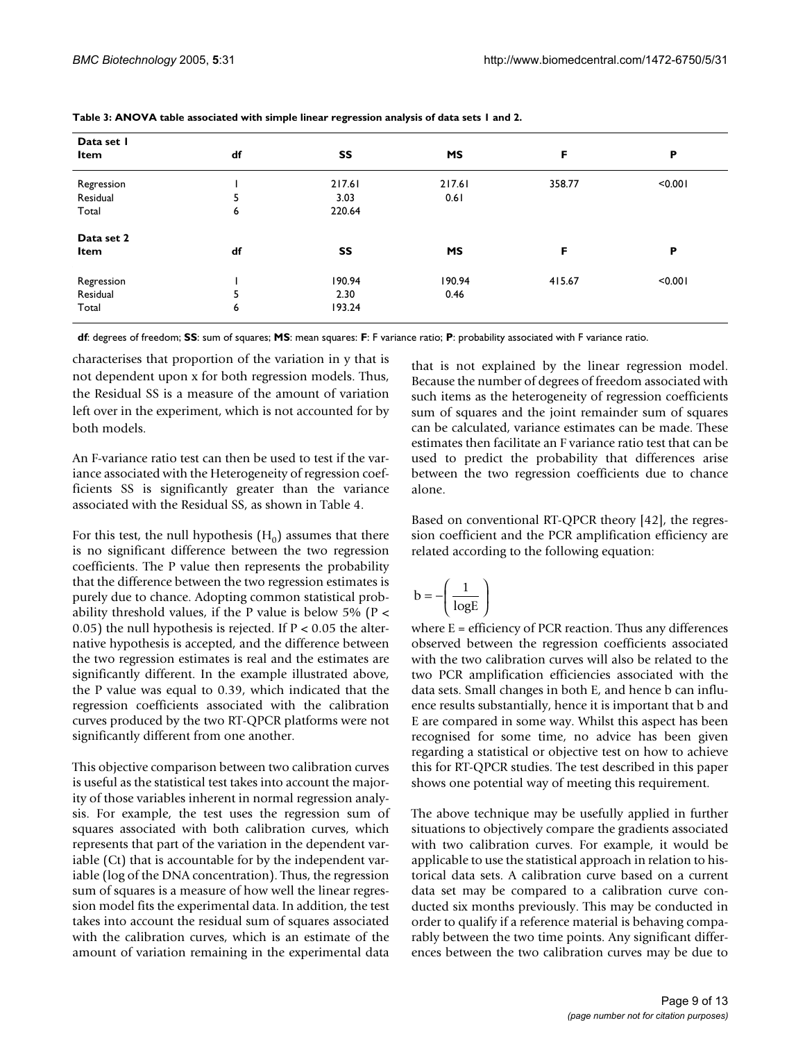**Table 3: ANOVA table associated with simple linear regression analysis of data sets 1 and 2.**

| Data set 1<br>Item | df | SS | MS | F | P |
| --- | --- | --- | --- | --- | --- |
| Regression | 1 | 217.61 | 217.61 | 358.77 | <0.001 |
| Residual | 5 | 3.03 | 0.61 | | |
| Total | 6 | 220.64 | | | |
| **Data set 2**<br>**Item** | **df** | **SS** | **MS** | **F** | **P** |
| Regression | 1 | 190.94 | 190.94 | 415.67 | <0.001 |
| Residual | 5 | 2.30 | 0.46 | | |
| Total | 6 | 193.24 | | | |

**df**: degrees of freedom; **SS**: sum of squares; **MS**: mean squares: **F**: F variance ratio; **P**: probability associated with F variance ratio.

characterises that proportion of the variation in y that is not dependent upon x for both regression models. Thus, the Residual SS is a measure of the amount of variation left over in the experiment, which is not accounted for by both models.

An F-variance ratio test can then be used to test if the variance associated with the Heterogeneity of regression coefficients SS is significantly greater than the variance associated with the Residual SS, as shown in Table 4.

For this test, the null hypothesis ($H_0$) assumes that there is no significant difference between the two regression coefficients. The P value then represents the probability that the difference between the two regression estimates is purely due to chance. Adopting common statistical probability threshold values, if the P value is below 5% ($P < 0.05$) the null hypothesis is rejected. If $P < 0.05$ the alternative hypothesis is accepted, and the difference between the two regression estimates is real and the estimates are significantly different. In the example illustrated above, the P value was equal to 0.39, which indicated that the regression coefficients associated with the calibration curves produced by the two RT-QPCR platforms were not significantly different from one another.

This objective comparison between two calibration curves is useful as the statistical test takes into account the majority of those variables inherent in normal regression analysis. For example, the test uses the regression sum of squares associated with both calibration curves, which represents that part of the variation in the dependent variable (Ct) that is accountable for by the independent variable (log of the DNA concentration). Thus, the regression sum of squares is a measure of how well the linear regression model fits the experimental data. In addition, the test takes into account the residual sum of squares associated with the calibration curves, which is an estimate of the amount of variation remaining in the experimental data that is not explained by the linear regression model. Because the number of degrees of freedom associated with such items as the heterogeneity of regression coefficients sum of squares and the joint remainder sum of squares can be calculated, variance estimates can be made. These estimates then facilitate an F variance ratio test that can be used to predict the probability that differences arise between the two regression coefficients due to chance alone.

Based on conventional RT-QPCR theory [42], the regression coefficient and the PCR amplification efficiency are related according to the following equation:

$$b = -\left(\frac{1}{\log E}\right)$$

where E = efficiency of PCR reaction. Thus any differences observed between the regression coefficients associated with the two calibration curves will also be related to the two PCR amplification efficiencies associated with the data sets. Small changes in both E, and hence b can influence results substantially, hence it is important that b and E are compared in some way. Whilst this aspect has been recognised for some time, no advice has been given regarding a statistical or objective test on how to achieve this for RT-QPCR studies. The test described in this paper shows one potential way of meeting this requirement.

The above technique may be usefully applied in further situations to objectively compare the gradients associated with two calibration curves. For example, it would be applicable to use the statistical approach in relation to historical data sets. A calibration curve based on a current data set may be compared to a calibration curve conducted six months previously. This may be conducted in order to qualify if a reference material is behaving comparably between the two time points. Any significant differences between the two calibration curves may be due to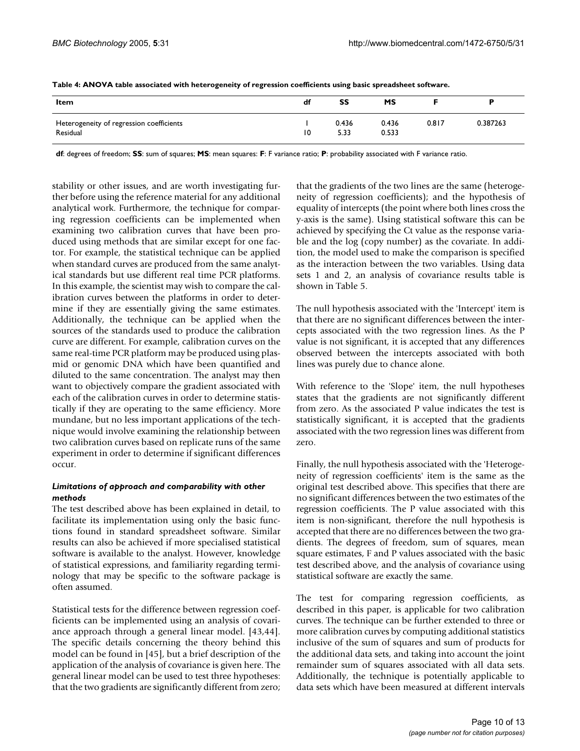**Table 4: ANOVA table associated with heterogeneity of regression coefficients using basic spreadsheet software.**

| Item | df | SS | MS | F | P |
| --- | --- | --- | --- | --- | --- |
| Heterogeneity of regression coefficients | 1 | 0.436 | 0.436 | 0.817 | 0.387263 |
| Residual | 10 | 5.33 | 0.533 | | |

**df**: degrees of freedom; **SS**: sum of squares; **MS**: mean squares: **F**: F variance ratio; **P**: probability associated with F variance ratio.

stability or other issues, and are worth investigating further before using the reference material for any additional analytical work. Furthermore, the technique for comparing regression coefficients can be implemented when examining two calibration curves that have been produced using methods that are similar except for one factor. For example, the statistical technique can be applied when standard curves are produced from the same analytical standards but use different real time PCR platforms. In this example, the scientist may wish to compare the calibration curves between the platforms in order to determine if they are essentially giving the same estimates. Additionally, the technique can be applied when the sources of the standards used to produce the calibration curve are different. For example, calibration curves on the same real-time PCR platform may be produced using plasmid or genomic DNA which have been quantified and diluted to the same concentration. The analyst may then want to objectively compare the gradient associated with each of the calibration curves in order to determine statistically if they are operating to the same efficiency. More mundane, but no less important applications of the technique would involve examining the relationship between two calibration curves based on replicate runs of the same experiment in order to determine if significant differences occur.

### *Limitations of approach and comparability with other methods*

The test described above has been explained in detail, to facilitate its implementation using only the basic functions found in standard spreadsheet software. Similar results can also be achieved if more specialised statistical software is available to the analyst. However, knowledge of statistical expressions, and familiarity regarding terminology that may be specific to the software package is often assumed.

Statistical tests for the difference between regression coefficients can be implemented using an analysis of covariance approach through a general linear model. [43,44]. The specific details concerning the theory behind this model can be found in [45], but a brief description of the application of the analysis of covariance is given here. The general linear model can be used to test three hypotheses: that the two gradients are significantly different from zero; that the gradients of the two lines are the same (heterogeneity of regression coefficients); and the hypothesis of equality of intercepts (the point where both lines cross the y-axis is the same). Using statistical software this can be achieved by specifying the Ct value as the response variable and the log (copy number) as the covariate. In addition, the model used to make the comparison is specified as the interaction between the two variables. Using data sets 1 and 2, an analysis of covariance results table is shown in Table 5.

The null hypothesis associated with the 'Intercept' item is that there are no significant differences between the intercepts associated with the two regression lines. As the P value is not significant, it is accepted that any differences observed between the intercepts associated with both lines was purely due to chance alone.

With reference to the 'Slope' item, the null hypotheses states that the gradients are not significantly different from zero. As the associated P value indicates the test is statistically significant, it is accepted that the gradients associated with the two regression lines was different from zero.

Finally, the null hypothesis associated with the 'Heterogeneity of regression coefficients' item is the same as the original test described above. This specifies that there are no significant differences between the two estimates of the regression coefficients. The P value associated with this item is non-significant, therefore the null hypothesis is accepted that there are no differences between the two gradients. The degrees of freedom, sum of squares, mean square estimates, F and P values associated with the basic test described above, and the analysis of covariance using statistical software are exactly the same.

The test for comparing regression coefficients, as described in this paper, is applicable for two calibration curves. The technique can be further extended to three or more calibration curves by computing additional statistics inclusive of the sum of squares and sum of products for the additional data sets, and taking into account the joint remainder sum of squares associated with all data sets. Additionally, the technique is potentially applicable to data sets which have been measured at different intervals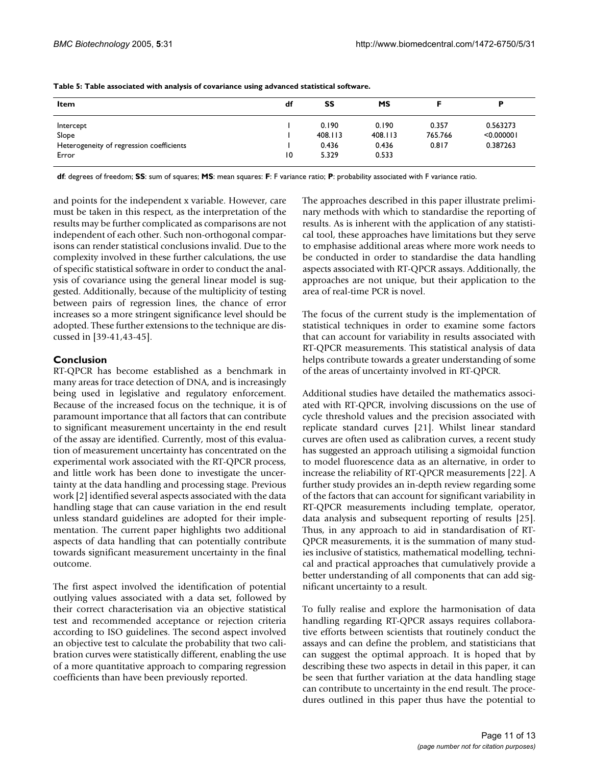**Table 5: Table associated with analysis of covariance using advanced statistical software.**

| Item | df | SS | MS | F | P |
| --- | --- | --- | --- | --- | --- |
| Intercept | 1 | 0.190 | 0.190 | 0.357 | 0.563273 |
| Slope | 1 | 408.113 | 408.113 | 765.766 | <0.000001 |
| Heterogeneity of regression coefficients | 1 | 0.436 | 0.436 | 0.817 | 0.387263 |
| Error | 10 | 5.329 | 0.533 | | |

**df**: degrees of freedom; **SS**: sum of squares; **MS**: mean squares: **F**: F variance ratio; **P**: probability associated with F variance ratio.

and points for the independent x variable. However, care must be taken in this respect, as the interpretation of the results may be further complicated as comparisons are not independent of each other. Such non-orthogonal comparisons can render statistical conclusions invalid. Due to the complexity involved in these further calculations, the use of specific statistical software in order to conduct the analysis of covariance using the general linear model is suggested. Additionally, because of the multiplicity of testing between pairs of regression lines, the chance of error increases so a more stringent significance level should be adopted. These further extensions to the technique are discussed in [39-41,43-45].

## Conclusion

RT-QPCR has become established as a benchmark in many areas for trace detection of DNA, and is increasingly being used in legislative and regulatory enforcement. Because of the increased focus on the technique, it is of paramount importance that all factors that can contribute to significant measurement uncertainty in the end result of the assay are identified. Currently, most of this evaluation of measurement uncertainty has concentrated on the experimental work associated with the RT-QPCR process, and little work has been done to investigate the uncertainty at the data handling and processing stage. Previous work [2] identified several aspects associated with the data handling stage that can cause variation in the end result unless standard guidelines are adopted for their implementation. The current paper highlights two additional aspects of data handling that can potentially contribute towards significant measurement uncertainty in the final outcome.

The first aspect involved the identification of potential outlying values associated with a data set, followed by their correct characterisation via an objective statistical test and recommended acceptance or rejection criteria according to ISO guidelines. The second aspect involved an objective test to calculate the probability that two calibration curves were statistically different, enabling the use of a more quantitative approach to comparing regression coefficients than have been previously reported.

The approaches described in this paper illustrate preliminary methods with which to standardise the reporting of results. As is inherent with the application of any statistical tool, these approaches have limitations but they serve to emphasise additional areas where more work needs to be conducted in order to standardise the data handling aspects associated with RT-QPCR assays. Additionally, the approaches are not unique, but their application to the area of real-time PCR is novel.

The focus of the current study is the implementation of statistical techniques in order to examine some factors that can account for variability in results associated with RT-QPCR measurements. This statistical analysis of data helps contribute towards a greater understanding of some of the areas of uncertainty involved in RT-QPCR.

Additional studies have detailed the mathematics associated with RT-QPCR, involving discussions on the use of cycle threshold values and the precision associated with replicate standard curves [21]. Whilst linear standard curves are often used as calibration curves, a recent study has suggested an approach utilising a sigmoidal function to model fluorescence data as an alternative, in order to increase the reliability of RT-QPCR measurements [22]. A further study provides an in-depth review regarding some of the factors that can account for significant variability in RT-QPCR measurements including template, operator, data analysis and subsequent reporting of results [25]. Thus, in any approach to aid in standardisation of RT-QPCR measurements, it is the summation of many studies inclusive of statistics, mathematical modelling, technical and practical approaches that cumulatively provide a better understanding of all components that can add significant uncertainty to a result.

To fully realise and explore the harmonisation of data handling regarding RT-QPCR assays requires collaborative efforts between scientists that routinely conduct the assays and can define the problem, and statisticians that can suggest the optimal approach. It is hoped that by describing these two aspects in detail in this paper, it can be seen that further variation at the data handling stage can contribute to uncertainty in the end result. The procedures outlined in this paper thus have the potential to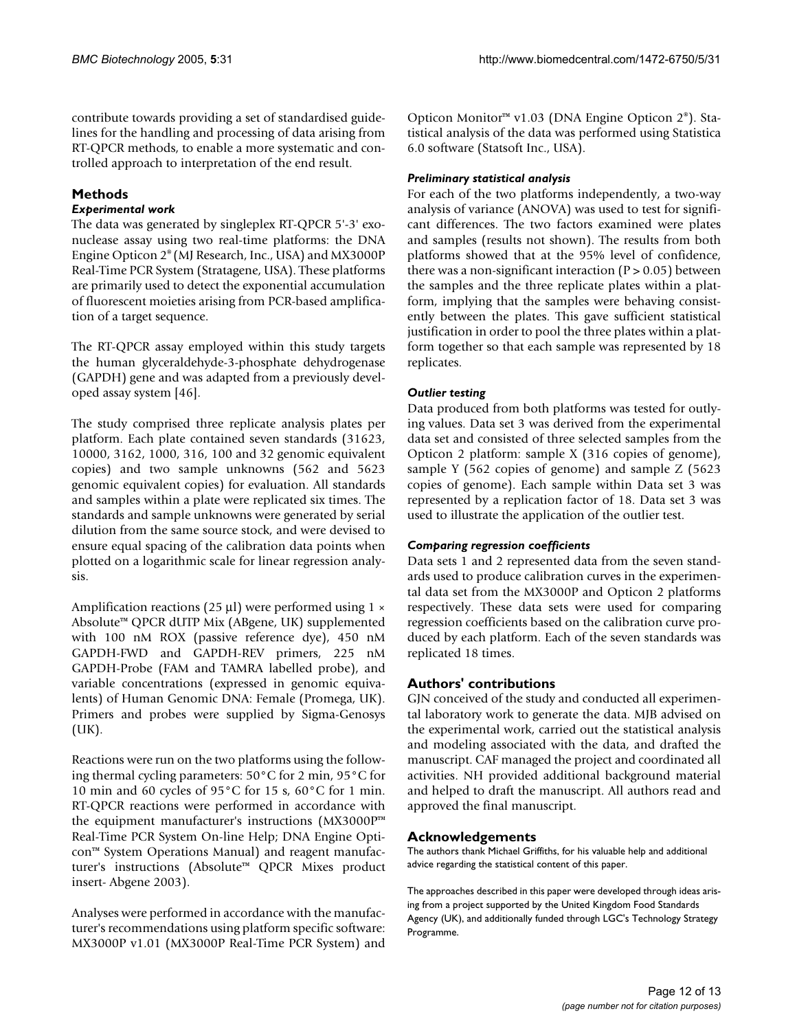contribute towards providing a set of standardised guidelines for the handling and processing of data arising from RT-QPCR methods, to enable a more systematic and controlled approach to interpretation of the end result.

## Methods

### *Experimental work*

The data was generated by singleplex RT-QPCR 5'-3' exonuclease assay using two real-time platforms: the DNA Engine Opticon 2® (MJ Research, Inc., USA) and MX3000P Real-Time PCR System (Stratagene, USA). These platforms are primarily used to detect the exponential accumulation of fluorescent moieties arising from PCR-based amplification of a target sequence.

The RT-QPCR assay employed within this study targets the human glyceraldehyde-3-phosphate dehydrogenase (GAPDH) gene and was adapted from a previously developed assay system [46].

The study comprised three replicate analysis plates per platform. Each plate contained seven standards (31623, 10000, 3162, 1000, 316, 100 and 32 genomic equivalent copies) and two sample unknowns (562 and 5623 genomic equivalent copies) for evaluation. All standards and samples within a plate were replicated six times. The standards and sample unknowns were generated by serial dilution from the same source stock, and were devised to ensure equal spacing of the calibration data points when plotted on a logarithmic scale for linear regression analysis.

Amplification reactions (25 µl) were performed using 1 × Absolute™ QPCR dUTP Mix (ABgene, UK) supplemented with 100 nM ROX (passive reference dye), 450 nM GAPDH-FWD and GAPDH-REV primers, 225 nM GAPDH-Probe (FAM and TAMRA labelled probe), and variable concentrations (expressed in genomic equivalents) of Human Genomic DNA: Female (Promega, UK). Primers and probes were supplied by Sigma-Genosys (UK).

Reactions were run on the two platforms using the following thermal cycling parameters: 50°C for 2 min, 95°C for 10 min and 60 cycles of 95°C for 15 s, 60°C for 1 min. RT-QPCR reactions were performed in accordance with the equipment manufacturer's instructions (MX3000P™ Real-Time PCR System On-line Help; DNA Engine Opticon™ System Operations Manual) and reagent manufacturer's instructions (Absolute™ QPCR Mixes product insert- Abgene 2003).

Analyses were performed in accordance with the manufacturer's recommendations using platform specific software: MX3000P v1.01 (MX3000P Real-Time PCR System) and Opticon Monitor™ v1.03 (DNA Engine Opticon 2®). Statistical analysis of the data was performed using Statistica 6.0 software (Statsoft Inc., USA).

### *Preliminary statistical analysis*

For each of the two platforms independently, a two-way analysis of variance (ANOVA) was used to test for significant differences. The two factors examined were plates and samples (results not shown). The results from both platforms showed that at the 95% level of confidence, there was a non-significant interaction ($P > 0.05$) between the samples and the three replicate plates within a platform, implying that the samples were behaving consistently between the plates. This gave sufficient statistical justification in order to pool the three plates within a platform together so that each sample was represented by 18 replicates.

### *Outlier testing*

Data produced from both platforms was tested for outlying values. Data set 3 was derived from the experimental data set and consisted of three selected samples from the Opticon 2 platform: sample X (316 copies of genome), sample Y (562 copies of genome) and sample Z (5623 copies of genome). Each sample within Data set 3 was represented by a replication factor of 18. Data set 3 was used to illustrate the application of the outlier test.

### *Comparing regression coefficients*

Data sets 1 and 2 represented data from the seven standards used to produce calibration curves in the experimental data set from the MX3000P and Opticon 2 platforms respectively. These data sets were used for comparing regression coefficients based on the calibration curve produced by each platform. Each of the seven standards was replicated 18 times.

## Authors' contributions

GJN conceived of the study and conducted all experimental laboratory work to generate the data. MJB advised on the experimental work, carried out the statistical analysis and modeling associated with the data, and drafted the manuscript. CAF managed the project and coordinated all activities. NH provided additional background material and helped to draft the manuscript. All authors read and approved the final manuscript.

## Acknowledgements

The authors thank Michael Griffiths, for his valuable help and additional advice regarding the statistical content of this paper.

The approaches described in this paper were developed through ideas arising from a project supported by the United Kingdom Food Standards Agency (UK), and additionally funded through LGC's Technology Strategy Programme.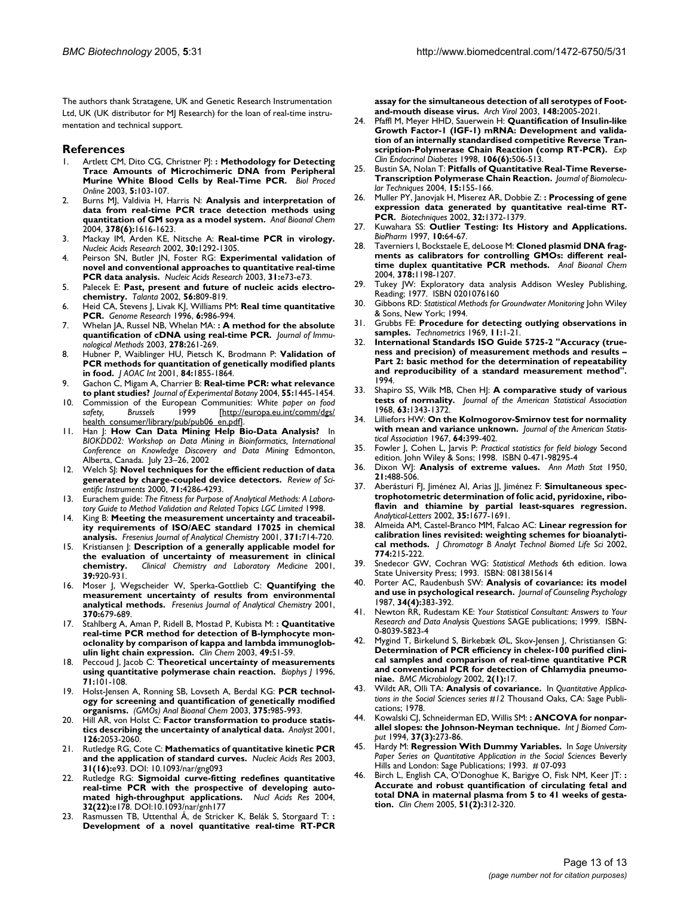The authors thank Stratagene, UK and Genetic Research Instrumentation Ltd, UK (UK distributor for MJ Research) for the loan of real-time instrumentation and technical support.

## References

1. Artlett CM, Dito CG, Christner PJ: **: Methodology for Detecting Trace Amounts of Microchimeric DNA from Peripheral Murine White Blood Cells by Real-Time PCR.** *Biol Proced Online* 2003, **5:**103-107.
2. Burns MJ, Valdivia H, Harris N: **Analysis and interpretation of data from real-time PCR trace detection methods using quantitation of GM soya as a model system.** *Anal Bioanal Chem* 2004, **378(6):**1616-1623.
3. Mackay IM, Arden KE, Nitsche A: **Real-time PCR in virology.** *Nucleic Acids Research* 2002, **30:**1292-1305.
4. Peirson SN, Butler JN, Foster RG: **Experimental validation of novel and conventional approaches to quantitative real-time PCR data analysis.** *Nucleic Acids Research* 2003, **31:**e73-e73.
5. Palecek E: **Past, present and future of nucleic acids electrochemistry.** *Talanta* 2002, **56:**809-819.
6. Heid CA, Stevens J, Livak KJ, Williams PM: **Real time quantitative PCR.** *Genome Research* 1996, **6:**986-994.
7. Whelan JA, Russel NB, Whelan MA: **: A method for the absolute quantification of cDNA using real-time PCR.** *Journal of Immunological Methods* 2003, **278:**261-269.
8. Hubner P, Waiblinger HU, Pietsch K, Brodmann P: **Validation of PCR methods for quantitation of genetically modified plants in food.** *J AOAC Int* 2001, **84:**1855-1864.
9. Gachon C, Migam A, Charrier B: **Real-time PCR: what relevance to plant studies?** *Journal of Experimental Botany* 2004, **55:**1445-1454.
10. Commission of the European Communities: *White paper on food safety, Brussels* 1999 [http://europa.eu.int/comm/dgs/health_consumer/library/pub/pub06_en.pdf].
11. Han J: **How Can Data Mining Help Bio-Data Analysis?** In *BIOKDD02: Workshop on Data Mining in Bioinformatics, International Conference on Knowledge Discovery and Data Mining* Edmonton, Alberta, Canada. July 23–26, 2002
12. Welch SJ: **Novel techniques for the efficient reduction of data generated by charge-coupled device detectors.** *Review of Scientific Instruments* 2000, **71:**4286-4293.
13. Eurachem guide: *The Fitness for Purpose of Analytical Methods: A Laboratory Guide to Method Validation and Related Topics LGC Limited* 1998.
14. King B: **Meeting the measurement uncertainty and traceability requirements of ISO/AEC standard 17025 in chemical analysis.** *Fresenius Journal of Analytical Chemistry* 2001, **371:**714-720.
15. Kristiansen J: **Description of a generally applicable model for the evaluation of uncertainty of measurement in clinical chemistry.** *Clinical Chemistry and Laboratory Medicine* 2001, **39:**920-931.
16. Moser J, Wegscheider W, Sperka-Gottlieb C: **Quantifying the measurement uncertainty of results from environmental analytical methods.** *Fresenius Journal of Analytical Chemistry* 2001, **370:**679-689.
17. Stahlberg A, Aman P, Ridell B, Mostad P, Kubista M: **: Quantitative real-time PCR method for detection of B-lymphocyte monoclonality by comparison of kappa and lambda immunoglobulin light chain expression.** *Clin Chem* 2003, **49:**51-59.
18. Peccoud J, Jacob C: **Theoretical uncertainty of measurements using quantitative polymerase chain reaction.** *Biophys J* 1996, **71:**101-108.
19. Holst-Jensen A, Ronning SB, Lovseth A, Berdal KG: **PCR technology for screening and quantification of genetically modified organisms.** *(GMOs) Anal Bioanal Chem* 2003, **375:**985-993.
20. Hill AR, von Holst C: **Factor transformation to produce statistics describing the uncertainty of analytical data.** *Analyst* 2001, **126:**2053-2060.
21. Rutledge RG, Cote C: **Mathematics of quantitative kinetic PCR and the application of standard curves.** *Nucleic Acids Res* 2003, **31(16):**e93. DOI: 10.1093/nar/gng093
22. Rutledge RG: **Sigmoidal curve-fitting redefines quantitative real-time PCR with the prospective of developing automated high-throughput applications.** *Nucl Acids Res* 2004, **32(22):**e178. DOI:10.1093/nar/gnh177
23. Rasmussen TB, Uttenthal Å, de Stricker K, Belák S, Storgaard T: **: Development of a novel quantitative real-time RT-PCR assay for the simultaneous detection of all serotypes of Foot-and-mouth disease virus.** *Arch Virol* 2003, **148:**2005-2021.
24. Pfaffl M, Meyer HHD, Sauerwein H: **Quantification of Insulin-like Growth Factor-1 (IGF-1) mRNA: Development and validation of an internally standardised competitive Reverse Transcription-Polymerase Chain Reaction (comp RT-PCR).** *Exp Clin Endocrinol Diabetes* 1998, **106(6):**506-513.
25. Bustin SA, Nolan T: **Pitfalls of Quantitative Real-Time Reverse-Transcription Polymerase Chain Reaction.** *Journal of Biomolecular Techniques* 2004, **15:**155-166.
26. Muller PY, Janovjak H, Miserez AR, Dobbie Z: **: Processing of gene expression data generated by quantitative real-time RT-PCR.** *Biotechniques* 2002, **32:**1372-1379.
27. Kuwahara SS: **Outlier Testing: Its History and Applications.** *BioPharm* 1997, **10:**64-67.
28. Taverniers I, Bockstaele E, deLoose M: **Cloned plasmid DNA fragments as calibrators for controlling GMOs: different real-time duplex quantitative PCR methods.** *Anal Bioanal Chem* 2004, **378:**1198-1207.
29. Tukey JW: Exploratory data analysis Addison Wesley Publishing, Reading; 1977. ISBN 0201076160
30. Gibbons RD: *Statistical Methods for Groundwater Monitoring* John Wiley & Sons, New York; 1994.
31. Grubbs FE: **Procedure for detecting outlying observations in samples.** *Technometrics* 1969, **11:**1-21.
32. **International Standards ISO Guide 5725-2 "Accuracy (trueness and precision) of measurement methods and results – Part 2: basic method for the determination of repeatability and reproducibility of a standard measurement method".** 1994.
33. Shapiro SS, Wilk MB, Chen HJ: **A comparative study of various tests of normality.** *Journal of the American Statistical Association* 1968, **63:**1343-1372.
34. Lilliefors HW: **On the Kolmogorov-Smirnov test for normality with mean and variance unknown.** *Journal of the American Statistical Association* 1967, **64:**399-402.
35. Fowler J, Cohen L, Jarvis P: *Practical statistics for field biology* Second edition. John Wiley & Sons; 1998. ISBN 0-471-98295-4
36. Dixon WJ: **Analysis of extreme values.** *Ann Math Stat* 1950, **21:**488-506.
37. Aberásturi FJ, Jiménez AI, Arias JJ, Jiménez F: **Simultaneous spectrophotometric determination of folic acid, pyridoxine, riboflavin and thiamine by partial least-squares regression.** *Analytical-Letters* 2002, **35:**1677-1691.
38. Almeida AM, Castel-Branco MM, Falcao AC: **Linear regression for calibration lines revisited: weighting schemes for bioanalytical methods.** *J Chromatogr B Analyt Technol Biomed Life Sci* 2002, **774:**215-222.
39. Snedecor GW, Cochran WG: *Statistical Methods* 6th edition. Iowa State University Press; 1993. ISBN: 0813815614
40. Porter AC, Raudenbush SW: **Analysis of covariance: its model and use in psychological research.** *Journal of Counseling Psychology* 1987, **34(4):**383-392.
41. Newton RR, Rudestam KE: *Your Statistical Consultant: Answers to Your Research and Data Analysis Questions* SAGE publications; 1999. ISBN-0-8039-5823-4
42. Mygind T, Birkelund S, Birkebæk ØL, Skov-Jensen J, Christiansen G: **Determination of PCR efficiency in chelex-100 purified clinical samples and comparison of real-time quantitative PCR and conventional PCR for detection of Chlamydia pneumoniae.** *BMC Microbiology* 2002, **2(1):**17.
43. Wildt AR, Olli TA: **Analysis of covariance.** In *Quantitative Applications in the Social Sciences series #12* Thousand Oaks, CA: Sage Publications; 1978.
44. Kowalski CJ, Schneiderman ED, Willis SM: **: ANCOVA for nonparallel slopes: the Johnson-Neyman technique.** *Int J Biomed Comput* 1994, **37(3):**273-86.
45. Hardy M: **Regression With Dummy Variables.** In *Sage University Paper Series on Quantitative Application in the Social Sciences* Beverly Hills and London: Sage Publications; 1993. # 07-093
46. Birch L, English CA, O'Donoghue K, Barigye O, Fisk NM, Keer JT: **: Accurate and robust quantification of circulating fetal and total DNA in maternal plasma from 5 to 41 weeks of gestation.** *Clin Chem* 2005, **51(2):**312-320.